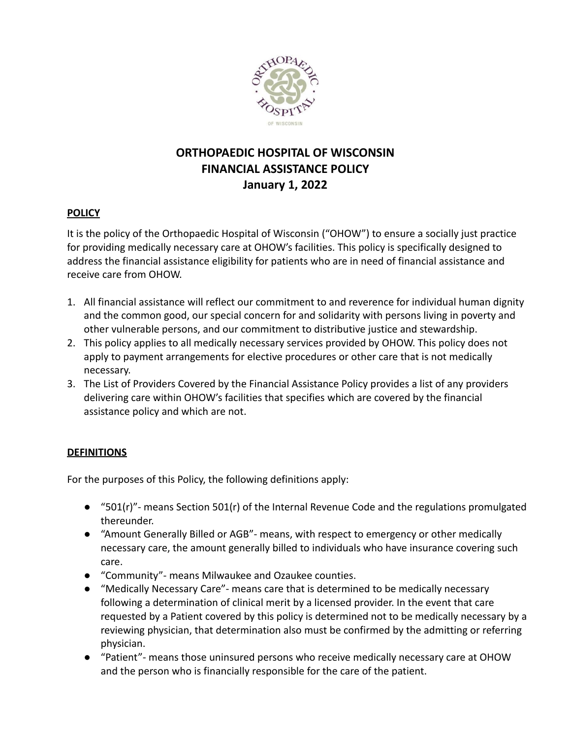# ORTHOPAEDIC HOSPITAL OF WISCONSIN
# FINANCIAL ASSISTANCE POLICY
# January 1, 2022

## POLICY

It is the policy of the Orthopaedic Hospital of Wisconsin ("OHOW") to ensure a socially just practice for providing medically necessary care at OHOW's facilities. This policy is specifically designed to address the financial assistance eligibility for patients who are in need of financial assistance and receive care from OHOW.

1. All financial assistance will reflect our commitment to and reverence for individual human dignity and the common good, our special concern for and solidarity with persons living in poverty and other vulnerable persons, and our commitment to distributive justice and stewardship.
2. This policy applies to all medically necessary services provided by OHOW. This policy does not apply to payment arrangements for elective procedures or other care that is not medically necessary.
3. The List of Providers Covered by the Financial Assistance Policy provides a list of any providers delivering care within OHOW's facilities that specifies which are covered by the financial assistance policy and which are not.

## DEFINITIONS

For the purposes of this Policy, the following definitions apply:

- "501(r)"- means Section 501(r) of the Internal Revenue Code and the regulations promulgated thereunder.
- "Amount Generally Billed or AGB"- means, with respect to emergency or other medically necessary care, the amount generally billed to individuals who have insurance covering such care.
- "Community"- means Milwaukee and Ozaukee counties.
- "Medically Necessary Care"- means care that is determined to be medically necessary following a determination of clinical merit by a licensed provider. In the event that care requested by a Patient covered by this policy is determined not to be medically necessary by a reviewing physician, that determination also must be confirmed by the admitting or referring physician.
- "Patient"- means those uninsured persons who receive medically necessary care at OHOW and the person who is financially responsible for the care of the patient.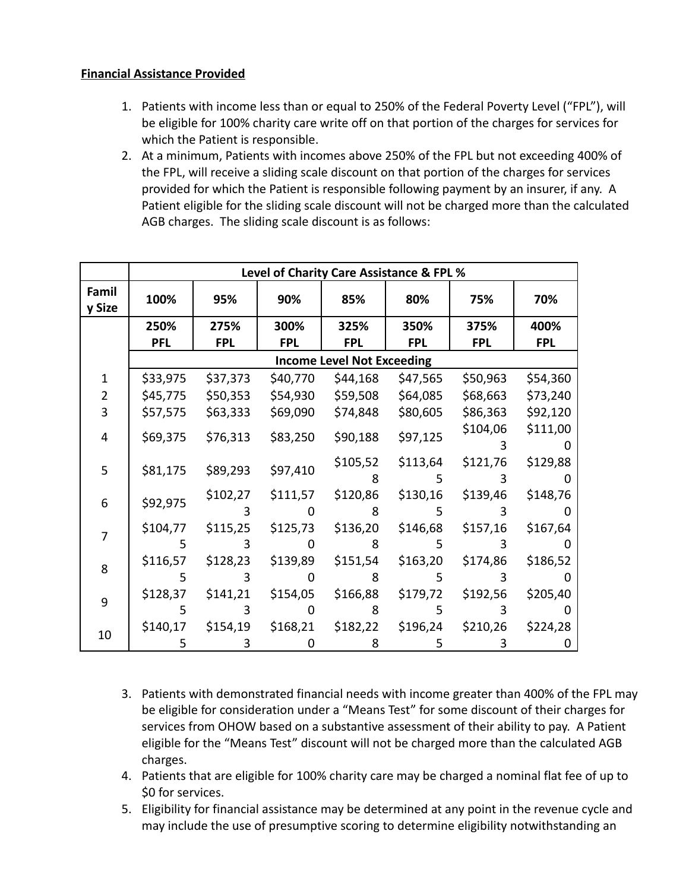**Financial Assistance Provided**

1. Patients with income less than or equal to 250% of the Federal Poverty Level ("FPL"), will be eligible for 100% charity care write off on that portion of the charges for services for which the Patient is responsible.
2. At a minimum, Patients with incomes above 250% of the FPL but not exceeding 400% of the FPL, will receive a sliding scale discount on that portion of the charges for services provided for which the Patient is responsible following payment by an insurer, if any. A Patient eligible for the sliding scale discount will not be charged more than the calculated AGB charges. The sliding scale discount is as follows:

| | Level of Charity Care Assistance & FPL % | | | | | | |
|---|---|---|---|---|---|---|---|
| Family Size | 100% | 95% | 90% | 85% | 80% | 75% | 70% |
| | 250% PFL | 275% FPL | 300% FPL | 325% FPL | 350% FPL | 375% FPL | 400% FPL |
| | Income Level Not Exceeding | | | | | | |
| 1 | $33,975 | $37,373 | $40,770 | $44,168 | $47,565 | $50,963 | $54,360 |
| 2 | $45,775 | $50,353 | $54,930 | $59,508 | $64,085 | $68,663 | $73,240 |
| 3 | $57,575 | $63,333 | $69,090 | $74,848 | $80,605 | $86,363 | $92,120 |
| 4 | $69,375 | $76,313 | $83,250 | $90,188 | $97,125 | $104,063 | $111,000 |
| 5 | $81,175 | $89,293 | $97,410 | $105,528 | $113,645 | $121,763 | $129,880 |
| 6 | $92,975 | $102,273 | $111,570 | $120,868 | $130,165 | $139,463 | $148,760 |
| 7 | $104,775 | $115,253 | $125,730 | $136,208 | $146,685 | $157,163 | $167,640 |
| 8 | $116,575 | $128,233 | $139,890 | $151,548 | $163,205 | $174,863 | $186,520 |
| 9 | $128,375 | $141,213 | $154,050 | $166,888 | $179,725 | $192,563 | $205,400 |
| 10 | $140,175 | $154,193 | $168,210 | $182,228 | $196,245 | $210,263 | $224,280 |

3. Patients with demonstrated financial needs with income greater than 400% of the FPL may be eligible for consideration under a "Means Test" for some discount of their charges for services from OHOW based on a substantive assessment of their ability to pay. A Patient eligible for the "Means Test" discount will not be charged more than the calculated AGB charges.
4. Patients that are eligible for 100% charity care may be charged a nominal flat fee of up to $0 for services.
5. Eligibility for financial assistance may be determined at any point in the revenue cycle and may include the use of presumptive scoring to determine eligibility notwithstanding an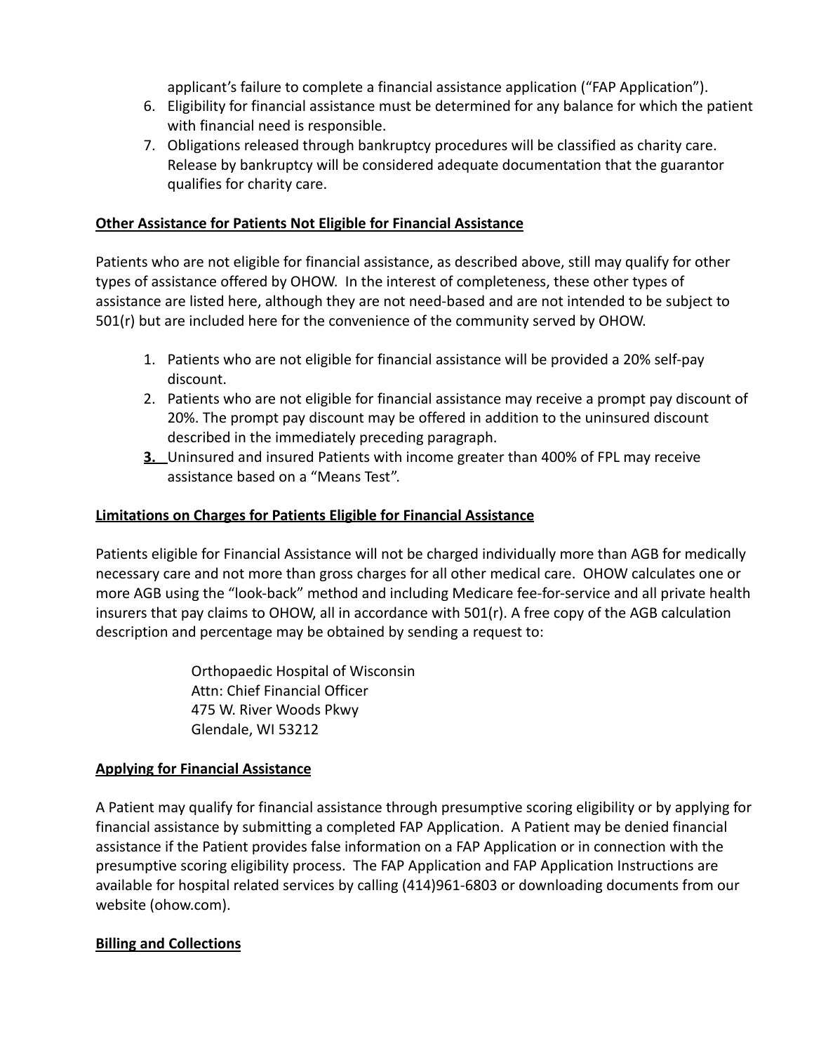applicant's failure to complete a financial assistance application ("FAP Application").

6. Eligibility for financial assistance must be determined for any balance for which the patient with financial need is responsible.
7. Obligations released through bankruptcy procedures will be classified as charity care. Release by bankruptcy will be considered adequate documentation that the guarantor qualifies for charity care.

**Other Assistance for Patients Not Eligible for Financial Assistance**

Patients who are not eligible for financial assistance, as described above, still may qualify for other types of assistance offered by OHOW. In the interest of completeness, these other types of assistance are listed here, although they are not need-based and are not intended to be subject to 501(r) but are included here for the convenience of the community served by OHOW.

1. Patients who are not eligible for financial assistance will be provided a 20% self-pay discount.
2. Patients who are not eligible for financial assistance may receive a prompt pay discount of 20%. The prompt pay discount may be offered in addition to the uninsured discount described in the immediately preceding paragraph.
3. Uninsured and insured Patients with income greater than 400% of FPL may receive assistance based on a "Means Test".

**Limitations on Charges for Patients Eligible for Financial Assistance**

Patients eligible for Financial Assistance will not be charged individually more than AGB for medically necessary care and not more than gross charges for all other medical care. OHOW calculates one or more AGB using the "look-back" method and including Medicare fee-for-service and all private health insurers that pay claims to OHOW, all in accordance with 501(r). A free copy of the AGB calculation description and percentage may be obtained by sending a request to:

Orthopaedic Hospital of Wisconsin
Attn: Chief Financial Officer
475 W. River Woods Pkwy
Glendale, WI 53212

**Applying for Financial Assistance**

A Patient may qualify for financial assistance through presumptive scoring eligibility or by applying for financial assistance by submitting a completed FAP Application. A Patient may be denied financial assistance if the Patient provides false information on a FAP Application or in connection with the presumptive scoring eligibility process. The FAP Application and FAP Application Instructions are available for hospital related services by calling (414)961-6803 or downloading documents from our website (ohow.com).

**Billing and Collections**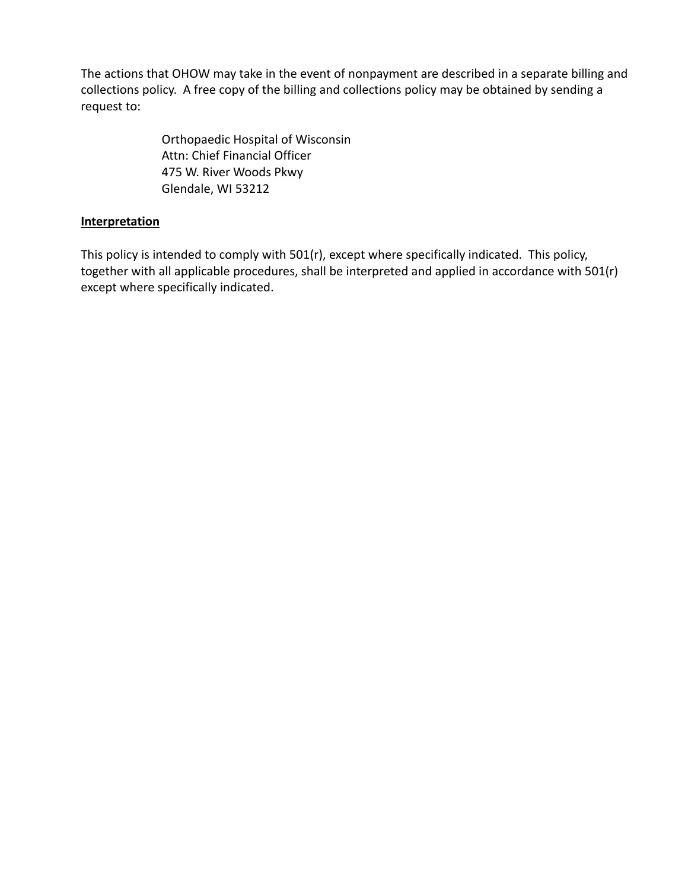The actions that OHOW may take in the event of nonpayment are described in a separate billing and collections policy. A free copy of the billing and collections policy may be obtained by sending a request to:

> Orthopaedic Hospital of Wisconsin
> Attn: Chief Financial Officer
> 475 W. River Woods Pkwy
> Glendale, WI 53212

**Interpretation**

This policy is intended to comply with 501(r), except where specifically indicated. This policy, together with all applicable procedures, shall be interpreted and applied in accordance with 501(r) except where specifically indicated.